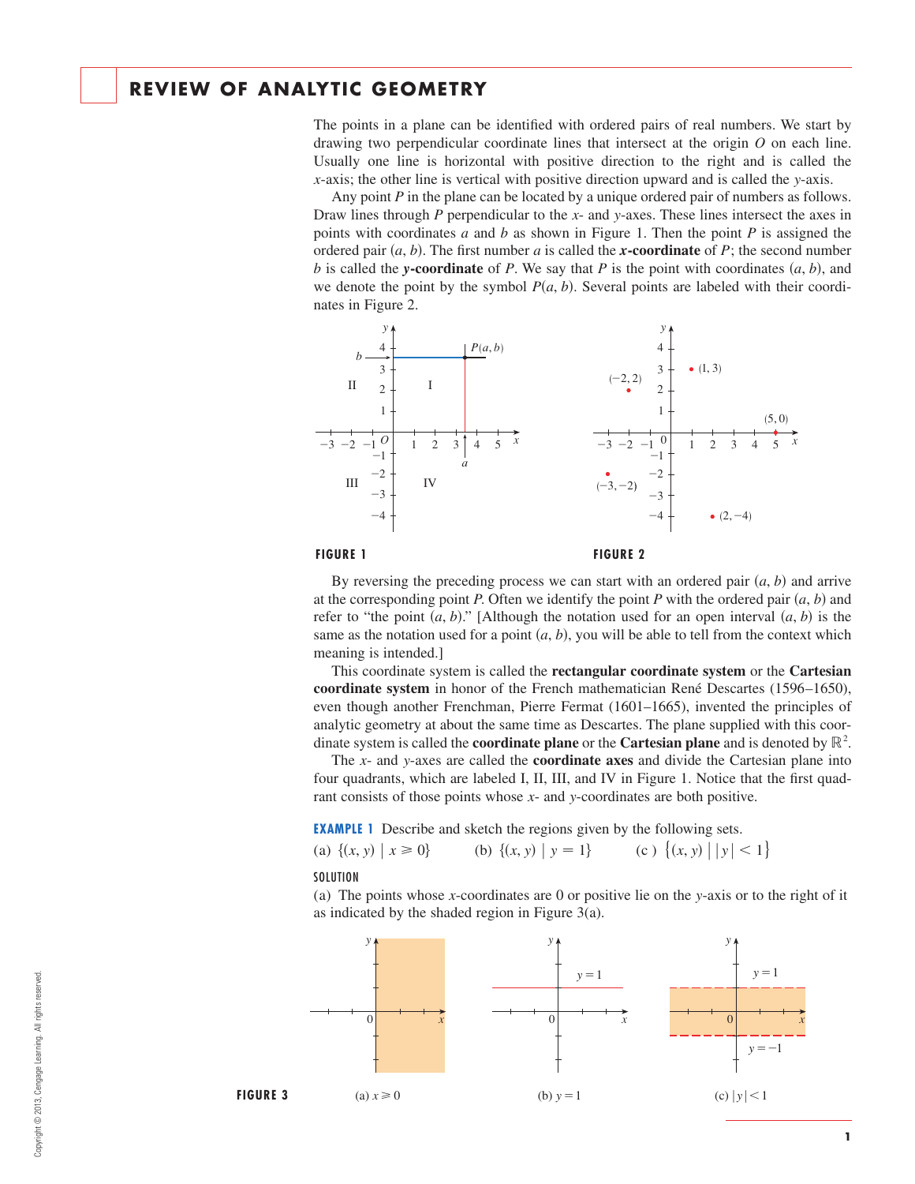# REVIEW OF ANALYTIC GEOMETRY

The points in a plane can be identified with ordered pairs of real numbers. We start by drawing two perpendicular coordinate lines that intersect at the origin $O$ on each line. Usually one line is horizontal with positive direction to the right and is called the $x$-axis; the other line is vertical with positive direction upward and is called the $y$-axis.

Any point $P$ in the plane can be located by a unique ordered pair of numbers as follows. Draw lines through $P$ perpendicular to the $x$- and $y$-axes. These lines intersect the axes in points with coordinates $a$ and $b$ as shown in Figure 1. Then the point $P$ is assigned the ordered pair $(a, b)$. The first number $a$ is called the ***x*-coordinate** of $P$; the second number $b$ is called the ***y*-coordinate** of $P$. We say that $P$ is the point with coordinates $(a, b)$, and we denote the point by the symbol $P(a, b)$. Several points are labeled with their coordinates in Figure 2.

**FIGURE 1**

**FIGURE 2**

By reversing the preceding process we can start with an ordered pair $(a, b)$ and arrive at the corresponding point $P$. Often we identify the point $P$ with the ordered pair $(a, b)$ and refer to "the point $(a, b)$." [Although the notation used for an open interval $(a, b)$ is the same as the notation used for a point $(a, b)$, you will be able to tell from the context which meaning is intended.]

This coordinate system is called the **rectangular coordinate system** or the **Cartesian coordinate system** in honor of the French mathematician René Descartes (1596–1650), even though another Frenchman, Pierre Fermat (1601–1665), invented the principles of analytic geometry at about the same time as Descartes. The plane supplied with this coordinate system is called the **coordinate plane** or the **Cartesian plane** and is denoted by $\mathbb{R}^2$.

The $x$- and $y$-axes are called the **coordinate axes** and divide the Cartesian plane into four quadrants, which are labeled I, II, III, and IV in Figure 1. Notice that the first quadrant consists of those points whose $x$- and $y$-coordinates are both positive.

**EXAMPLE 1** Describe and sketch the regions given by the following sets.

(a) $\{(x, y) \mid x \geqslant 0\}$ (b) $\{(x, y) \mid y = 1\}$ (c) $\{(x, y) \mid |y| < 1\}$

SOLUTION

(a) The points whose $x$-coordinates are 0 or positive lie on the $y$-axis or to the right of it as indicated by the shaded region in Figure 3(a).

**FIGURE 3** (a) $x \geqslant 0$ (b) $y = 1$ (c) $|y| < 1$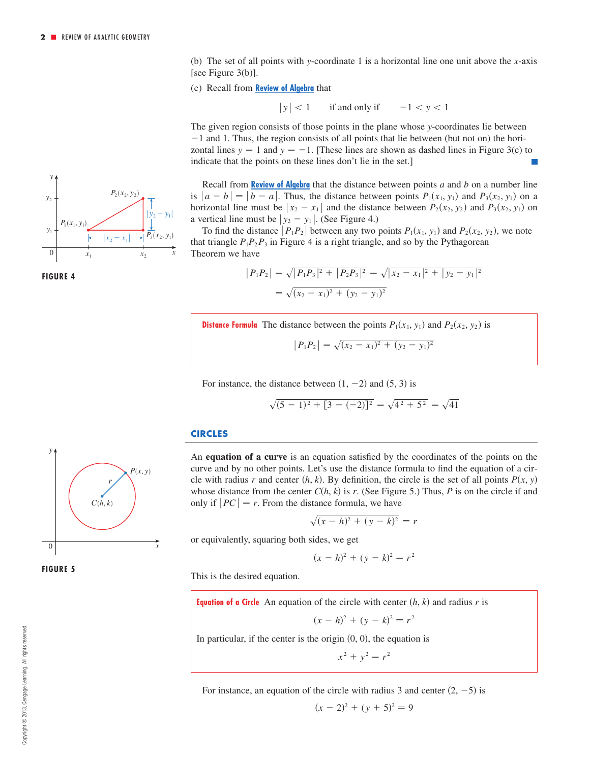(b) The set of all points with $y$-coordinate 1 is a horizontal line one unit above the $x$-axis [see Figure 3(b)].

(c) Recall from **Review of Algebra** that

$$|y| < 1 \qquad \text{if and only if} \qquad -1 < y < 1$$

The given region consists of those points in the plane whose $y$-coordinates lie between $-1$ and 1. Thus, the region consists of all points that lie between (but not on) the horizontal lines $y = 1$ and $y = -1$. [These lines are shown as dashed lines in Figure 3(c) to indicate that the points on these lines don't lie in the set.] ■

FIGURE 4

Recall from **Review of Algebra** that the distance between points $a$ and $b$ on a number line is $|a - b| = |b - a|$. Thus, the distance between points $P_1(x_1, y_1)$ and $P_3(x_2, y_1)$ on a horizontal line must be $|x_2 - x_1|$ and the distance between $P_2(x_2, y_2)$ and $P_3(x_2, y_1)$ on a vertical line must be $|y_2 - y_1|$. (See Figure 4.)

To find the distance $|P_1P_2|$ between any two points $P_1(x_1, y_1)$ and $P_2(x_2, y_2)$, we note that triangle $P_1P_2P_3$ in Figure 4 is a right triangle, and so by the Pythagorean Theorem we have

$$|P_1P_2| = \sqrt{|P_1P_3|^2 + |P_2P_3|^2} = \sqrt{|x_2 - x_1|^2 + |y_2 - y_1|^2}$$

$$= \sqrt{(x_2 - x_1)^2 + (y_2 - y_1)^2}$$

> **Distance Formula** The distance between the points $P_1(x_1, y_1)$ and $P_2(x_2, y_2)$ is
>
> $$|P_1P_2| = \sqrt{(x_2 - x_1)^2 + (y_2 - y_1)^2}$$

For instance, the distance between $(1, -2)$ and $(5, 3)$ is

$$\sqrt{(5 - 1)^2 + [3 - (-2)]^2} = \sqrt{4^2 + 5^2} = \sqrt{41}$$

## CIRCLES

An **equation of a curve** is an equation satisfied by the coordinates of the points on the curve and by no other points. Let's use the distance formula to find the equation of a circle with radius $r$ and center $(h, k)$. By definition, the circle is the set of all points $P(x, y)$ whose distance from the center $C(h, k)$ is $r$. (See Figure 5.) Thus, $P$ is on the circle if and only if $|PC| = r$. From the distance formula, we have

$$\sqrt{(x - h)^2 + (y - k)^2} = r$$

or equivalently, squaring both sides, we get

$$(x - h)^2 + (y - k)^2 = r^2$$

This is the desired equation.

FIGURE 5

> **Equation of a Circle** An equation of the circle with center $(h, k)$ and radius $r$ is
>
> $$(x - h)^2 + (y - k)^2 = r^2$$
>
> In particular, if the center is the origin $(0, 0)$, the equation is
>
> $$x^2 + y^2 = r^2$$

For instance, an equation of the circle with radius 3 and center $(2, -5)$ is

$$(x - 2)^2 + (y + 5)^2 = 9$$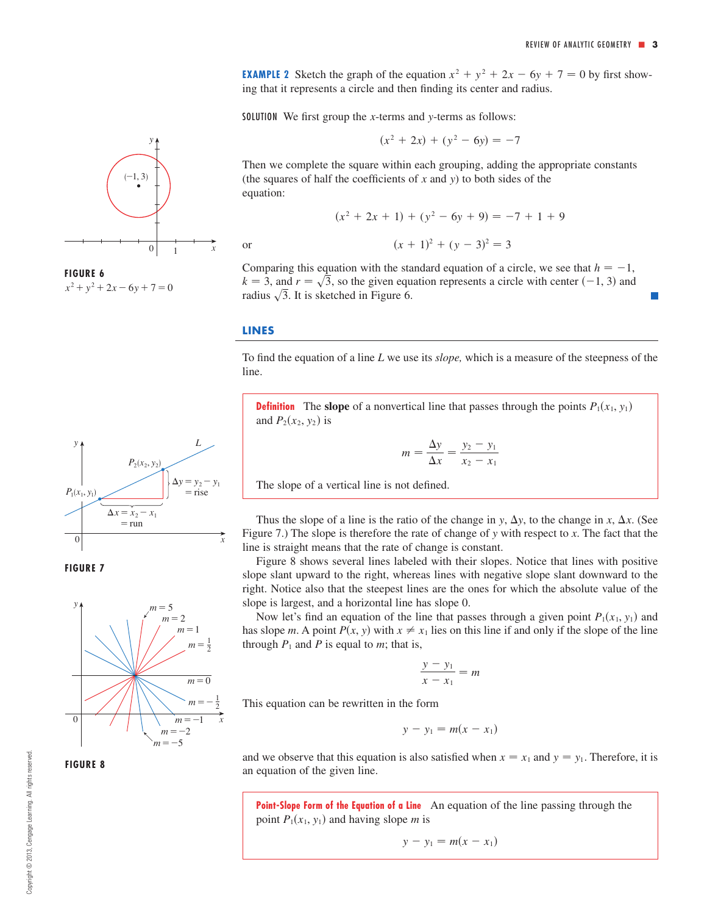**EXAMPLE 2** Sketch the graph of the equation $x^2 + y^2 + 2x - 6y + 7 = 0$ by first showing that it represents a circle and then finding its center and radius.

SOLUTION We first group the $x$-terms and $y$-terms as follows:

$$(x^2 + 2x) + (y^2 - 6y) = -7$$

Then we complete the square within each grouping, adding the appropriate constants (the squares of half the coefficients of $x$ and $y$) to both sides of the equation:

$$(x^2 + 2x + 1) + (y^2 - 6y + 9) = -7 + 1 + 9$$

or

$$(x + 1)^2 + (y - 3)^2 = 3$$

Comparing this equation with the standard equation of a circle, we see that $h = -1$, $k = 3$, and $r = \sqrt{3}$, so the given equation represents a circle with center $(-1, 3)$ and radius $\sqrt{3}$. It is sketched in Figure 6.

FIGURE 6
$x^2 + y^2 + 2x - 6y + 7 = 0$

## LINES

To find the equation of a line $L$ we use its *slope,* which is a measure of the steepness of the line.

> **Definition** The **slope** of a nonvertical line that passes through the points $P_1(x_1, y_1)$ and $P_2(x_2, y_2)$ is
>
> $$m = \frac{\Delta y}{\Delta x} = \frac{y_2 - y_1}{x_2 - x_1}$$
>
> The slope of a vertical line is not defined.

FIGURE 7

Thus the slope of a line is the ratio of the change in $y$, $\Delta y$, to the change in $x$, $\Delta x$. (See Figure 7.) The slope is therefore the rate of change of $y$ with respect to $x$. The fact that the line is straight means that the rate of change is constant.

Figure 8 shows several lines labeled with their slopes. Notice that lines with positive slope slant upward to the right, whereas lines with negative slope slant downward to the right. Notice also that the steepest lines are the ones for which the absolute value of the slope is largest, and a horizontal line has slope 0.

FIGURE 8

Now let's find an equation of the line that passes through a given point $P_1(x_1, y_1)$ and has slope $m$. A point $P(x, y)$ with $x \neq x_1$ lies on this line if and only if the slope of the line through $P_1$ and $P$ is equal to $m$; that is,

$$\frac{y - y_1}{x - x_1} = m$$

This equation can be rewritten in the form

$$y - y_1 = m(x - x_1)$$

and we observe that this equation is also satisfied when $x = x_1$ and $y = y_1$. Therefore, it is an equation of the given line.

> **Point-Slope Form of the Equation of a Line** An equation of the line passing through the point $P_1(x_1, y_1)$ and having slope $m$ is
>
> $$y - y_1 = m(x - x_1)$$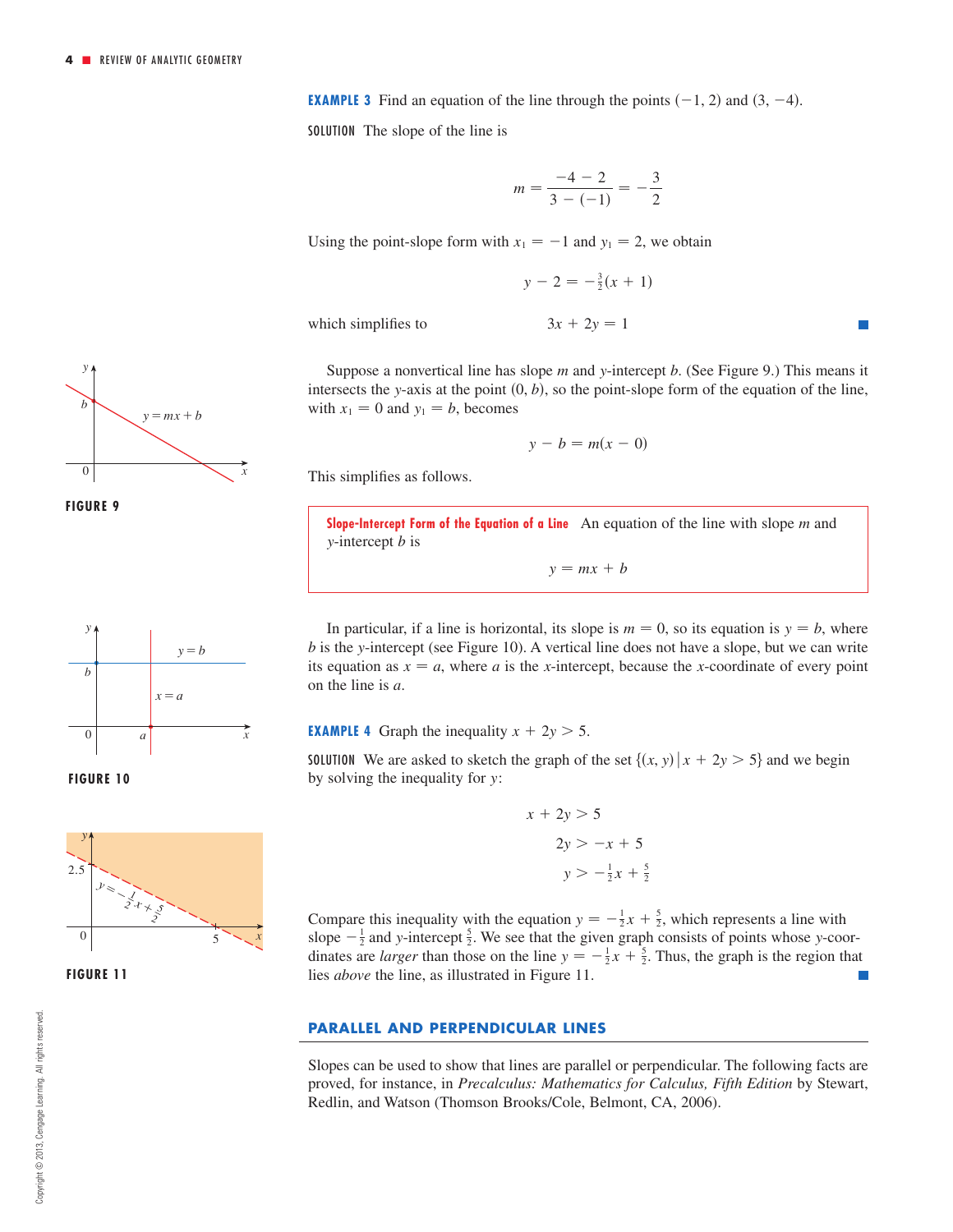**EXAMPLE 3** Find an equation of the line through the points $(-1, 2)$ and $(3, -4)$.

SOLUTION The slope of the line is

$$m = \frac{-4 - 2}{3 - (-1)} = -\frac{3}{2}$$

Using the point-slope form with $x_1 = -1$ and $y_1 = 2$, we obtain

$$y - 2 = -\tfrac{3}{2}(x + 1)$$

which simplifies to

$$3x + 2y = 1$$

FIGURE 9

Suppose a nonvertical line has slope $m$ and $y$-intercept $b$. (See Figure 9.) This means it intersects the $y$-axis at the point $(0, b)$, so the point-slope form of the equation of the line, with $x_1 = 0$ and $y_1 = b$, becomes

$$y - b = m(x - 0)$$

This simplifies as follows.

> **Slope-Intercept Form of the Equation of a Line** An equation of the line with slope $m$ and $y$-intercept $b$ is
>
> $$y = mx + b$$

FIGURE 10

In particular, if a line is horizontal, its slope is $m = 0$, so its equation is $y = b$, where $b$ is the $y$-intercept (see Figure 10). A vertical line does not have a slope, but we can write its equation as $x = a$, where $a$ is the $x$-intercept, because the $x$-coordinate of every point on the line is $a$.

**EXAMPLE 4** Graph the inequality $x + 2y > 5$.

SOLUTION We are asked to sketch the graph of the set $\{(x, y) \mid x + 2y > 5\}$ and we begin by solving the inequality for $y$:

$$x + 2y > 5$$

$$2y > -x + 5$$

$$y > -\tfrac{1}{2}x + \tfrac{5}{2}$$

FIGURE 11

Compare this inequality with the equation $y = -\frac{1}{2}x + \frac{5}{2}$, which represents a line with slope $-\frac{1}{2}$ and $y$-intercept $\frac{5}{2}$. We see that the given graph consists of points whose $y$-coordinates are *larger* than those on the line $y = -\frac{1}{2}x + \frac{5}{2}$. Thus, the graph is the region that lies *above* the line, as illustrated in Figure 11.

## PARALLEL AND PERPENDICULAR LINES

Slopes can be used to show that lines are parallel or perpendicular. The following facts are proved, for instance, in *Precalculus: Mathematics for Calculus, Fifth Edition* by Stewart, Redlin, and Watson (Thomson Brooks/Cole, Belmont, CA, 2006).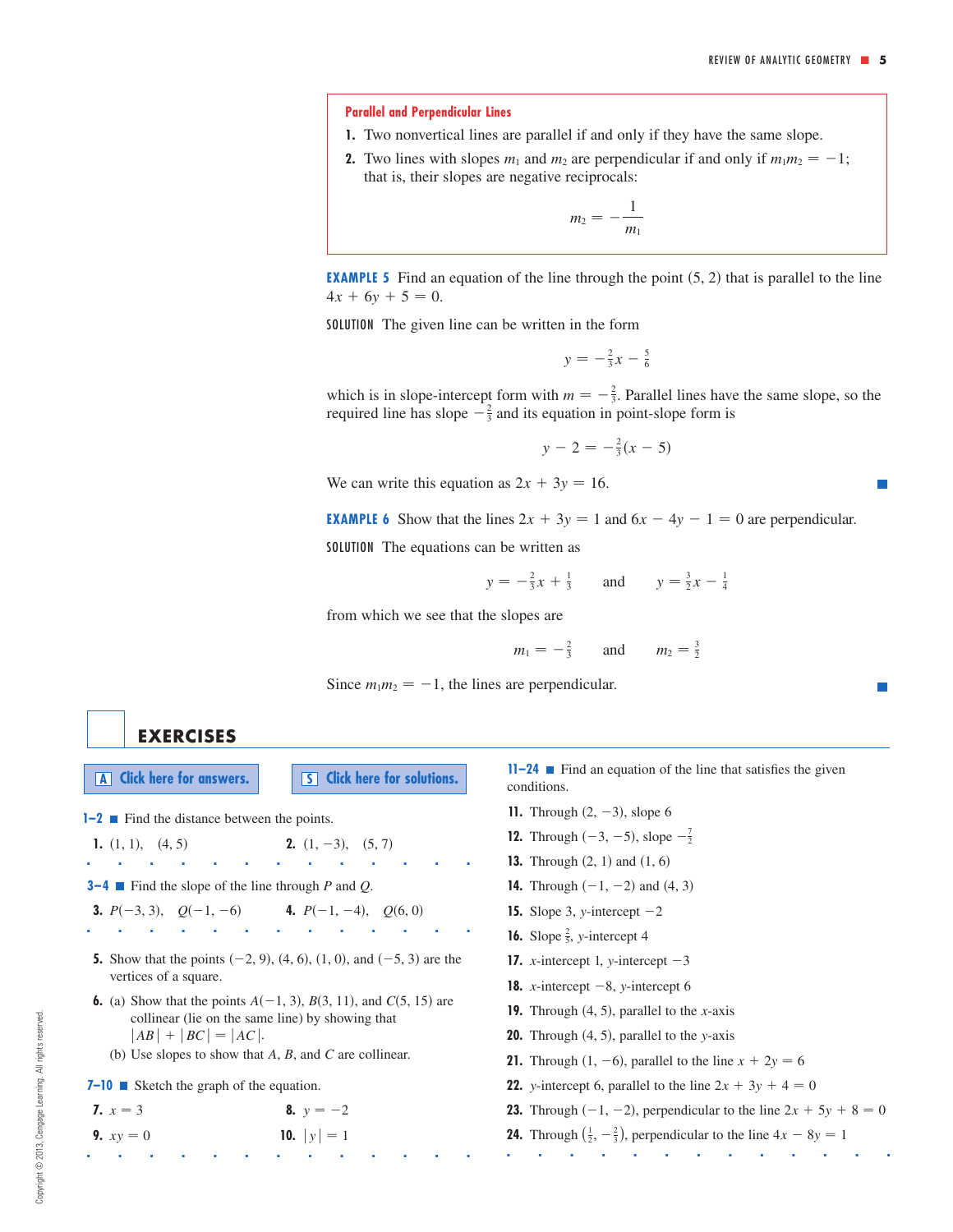**Parallel and Perpendicular Lines**

1. Two nonvertical lines are parallel if and only if they have the same slope.
2. Two lines with slopes $m_1$ and $m_2$ are perpendicular if and only if $m_1 m_2 = -1$; that is, their slopes are negative reciprocals:

$$m_2 = -\frac{1}{m_1}$$

**EXAMPLE 5** Find an equation of the line through the point (5, 2) that is parallel to the line $4x + 6y + 5 = 0$.

SOLUTION The given line can be written in the form

$$y = -\tfrac{2}{3}x - \tfrac{5}{6}$$

which is in slope-intercept form with $m = -\frac{2}{3}$. Parallel lines have the same slope, so the required line has slope $-\frac{2}{3}$ and its equation in point-slope form is

$$y - 2 = -\tfrac{2}{3}(x - 5)$$

We can write this equation as $2x + 3y = 16$. ■

**EXAMPLE 6** Show that the lines $2x + 3y = 1$ and $6x - 4y - 1 = 0$ are perpendicular.

SOLUTION The equations can be written as

$$y = -\tfrac{2}{3}x + \tfrac{1}{3} \qquad \text{and} \qquad y = \tfrac{3}{2}x - \tfrac{1}{4}$$

from which we see that the slopes are

$$m_1 = -\tfrac{2}{3} \qquad \text{and} \qquad m_2 = \tfrac{3}{2}$$

Since $m_1 m_2 = -1$, the lines are perpendicular. ■

## EXERCISES

A Click here for answers. S Click here for solutions.

**1–2** ■ Find the distance between the points.

1. (1, 1), (4, 5)
2. (1, −3), (5, 7)

**3–4** ■ Find the slope of the line through $P$ and $Q$.

3. $P(-3, 3)$, $Q(-1, -6)$
4. $P(-1, -4)$, $Q(6, 0)$

5. Show that the points (−2, 9), (4, 6), (1, 0), and (−5, 3) are the vertices of a square.

6. (a) Show that the points $A(-1, 3)$, $B(3, 11)$, and $C(5, 15)$ are collinear (lie on the same line) by showing that $|AB| + |BC| = |AC|$.
   (b) Use slopes to show that $A$, $B$, and $C$ are collinear.

**7–10** ■ Sketch the graph of the equation.

7. $x = 3$
8. $y = -2$
9. $xy = 0$
10. $|y| = 1$

**11–24** ■ Find an equation of the line that satisfies the given conditions.

11. Through (2, −3), slope 6
12. Through (−3, −5), slope $-\frac{7}{2}$
13. Through (2, 1) and (1, 6)
14. Through (−1, −2) and (4, 3)
15. Slope 3, $y$-intercept −2
16. Slope $\frac{2}{5}$, $y$-intercept 4
17. $x$-intercept 1, $y$-intercept −3
18. $x$-intercept −8, $y$-intercept 6
19. Through (4, 5), parallel to the $x$-axis
20. Through (4, 5), parallel to the $y$-axis
21. Through (1, −6), parallel to the line $x + 2y = 6$
22. $y$-intercept 6, parallel to the line $2x + 3y + 4 = 0$
23. Through (−1, −2), perpendicular to the line $2x + 5y + 8 = 0$
24. Through $\left(\frac{1}{2}, -\frac{2}{3}\right)$, perpendicular to the line $4x - 8y = 1$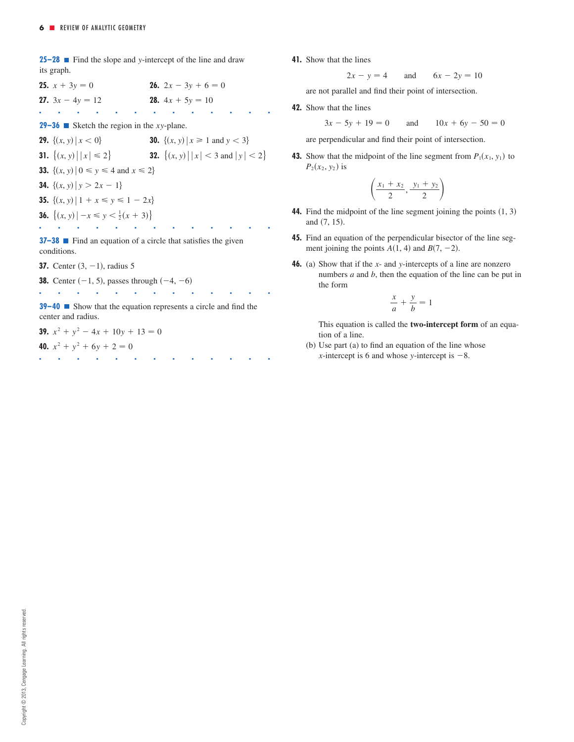**25–28** ■ Find the slope and $y$-intercept of the line and draw its graph.

**25.** $x + 3y = 0$

**26.** $2x - 3y + 6 = 0$

**27.** $3x - 4y = 12$

**28.** $4x + 5y = 10$

**29–36** ■ Sketch the region in the $xy$-plane.

**29.** $\{(x, y) \mid x < 0\}$

**30.** $\{(x, y) \mid x \geqslant 1 \text{ and } y < 3\}$

**31.** $\{(x, y) \mid |x| \leqslant 2\}$

**32.** $\{(x, y) \mid |x| < 3 \text{ and } |y| < 2\}$

**33.** $\{(x, y) \mid 0 \leqslant y \leqslant 4 \text{ and } x \leqslant 2\}$

**34.** $\{(x, y) \mid y > 2x - 1\}$

**35.** $\{(x, y) \mid 1 + x \leqslant y \leqslant 1 - 2x\}$

**36.** $\{(x, y) \mid -x \leqslant y < \frac{1}{2}(x + 3)\}$

**37–38** ■ Find an equation of a circle that satisfies the given conditions.

**37.** Center $(3, -1)$, radius 5

**38.** Center $(-1, 5)$, passes through $(-4, -6)$

**39–40** ■ Show that the equation represents a circle and find the center and radius.

**39.** $x^2 + y^2 - 4x + 10y + 13 = 0$

**40.** $x^2 + y^2 + 6y + 2 = 0$

**41.** Show that the lines

$$2x - y = 4 \qquad \text{and} \qquad 6x - 2y = 10$$

are not parallel and find their point of intersection.

**42.** Show that the lines

$$3x - 5y + 19 = 0 \qquad \text{and} \qquad 10x + 6y - 50 = 0$$

are perpendicular and find their point of intersection.

**43.** Show that the midpoint of the line segment from $P_1(x_1, y_1)$ to $P_2(x_2, y_2)$ is

$$\left(\frac{x_1 + x_2}{2}, \frac{y_1 + y_2}{2}\right)$$

**44.** Find the midpoint of the line segment joining the points $(1, 3)$ and $(7, 15)$.

**45.** Find an equation of the perpendicular bisector of the line segment joining the points $A(1, 4)$ and $B(7, -2)$.

**46.** (a) Show that if the $x$- and $y$-intercepts of a line are nonzero numbers $a$ and $b$, then the equation of the line can be put in the form

$$\frac{x}{a} + \frac{y}{b} = 1$$

This equation is called the **two-intercept form** of an equation of a line.

(b) Use part (a) to find an equation of the line whose $x$-intercept is 6 and whose $y$-intercept is $-8$.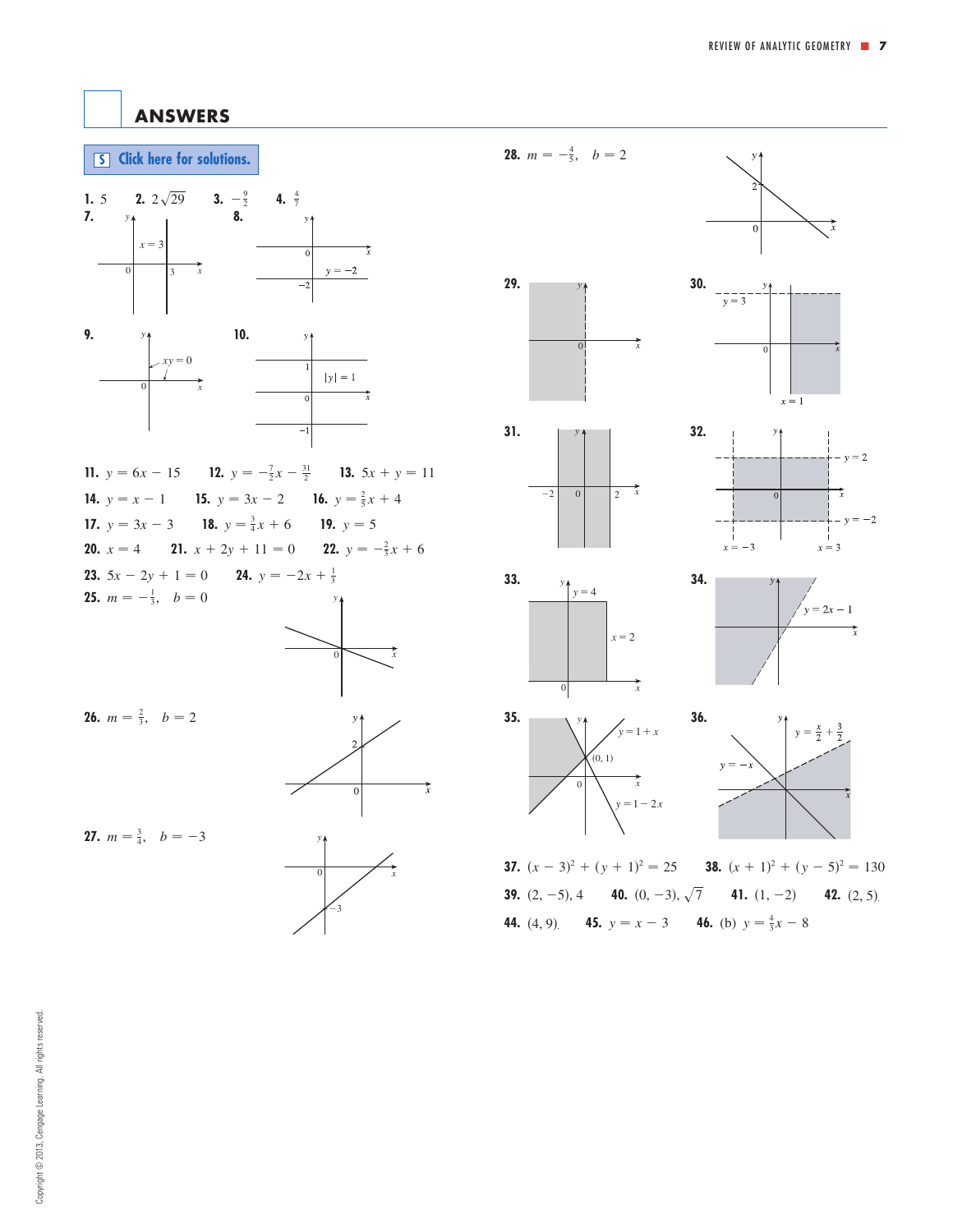## ANSWERS

Click here for solutions.

**1.** 5 **2.** $2\sqrt{29}$ **3.** $-\frac{9}{2}$ **4.** $\frac{4}{7}$

**7.** $x = 3$

**8.** $y = -2$

**9.** $xy = 0$

**10.** $|y| = 1$

**11.** $y = 6x - 15$ **12.** $y = -\frac{7}{2}x - \frac{31}{2}$ **13.** $5x + y = 11$

**14.** $y = x - 1$ **15.** $y = 3x - 2$ **16.** $y = \frac{2}{5}x + 4$

**17.** $y = 3x - 3$ **18.** $y = \frac{3}{4}x + 6$ **19.** $y = 5$

**20.** $x = 4$ **21.** $x + 2y + 11 = 0$ **22.** $y = -\frac{2}{3}x + 6$

**23.** $5x - 2y + 1 = 0$ **24.** $y = -2x + \frac{1}{3}$

**25.** $m = -\frac{1}{3}$, $b = 0$

**26.** $m = \frac{2}{3}$, $b = 2$

**27.** $m = \frac{3}{4}$, $b = -3$

**28.** $m = -\frac{4}{5}$, $b = 2$

**29.**

**30.** $y = 3$, $x = 1$

**31.**

**32.** $y = 2$, $y = -2$, $x = -3$, $x = 3$

**33.** $y = 4$, $x = 2$

**34.** $y = 2x - 1$

**35.** $y = 1 + x$, $(0, 1)$, $y = 1 - 2x$

**36.** $y = \frac{x}{2} + \frac{3}{2}$, $y = -x$

**37.** $(x - 3)^2 + (y + 1)^2 = 25$ **38.** $(x + 1)^2 + (y - 5)^2 = 130$

**39.** $(2, -5)$, 4 **40.** $(0, -3)$, $\sqrt{7}$ **41.** $(1, -2)$ **42.** $(2, 5)$.

**44.** $(4, 9)$. **45.** $y = x - 3$ **46.** (b) $y = \frac{4}{3}x - 8$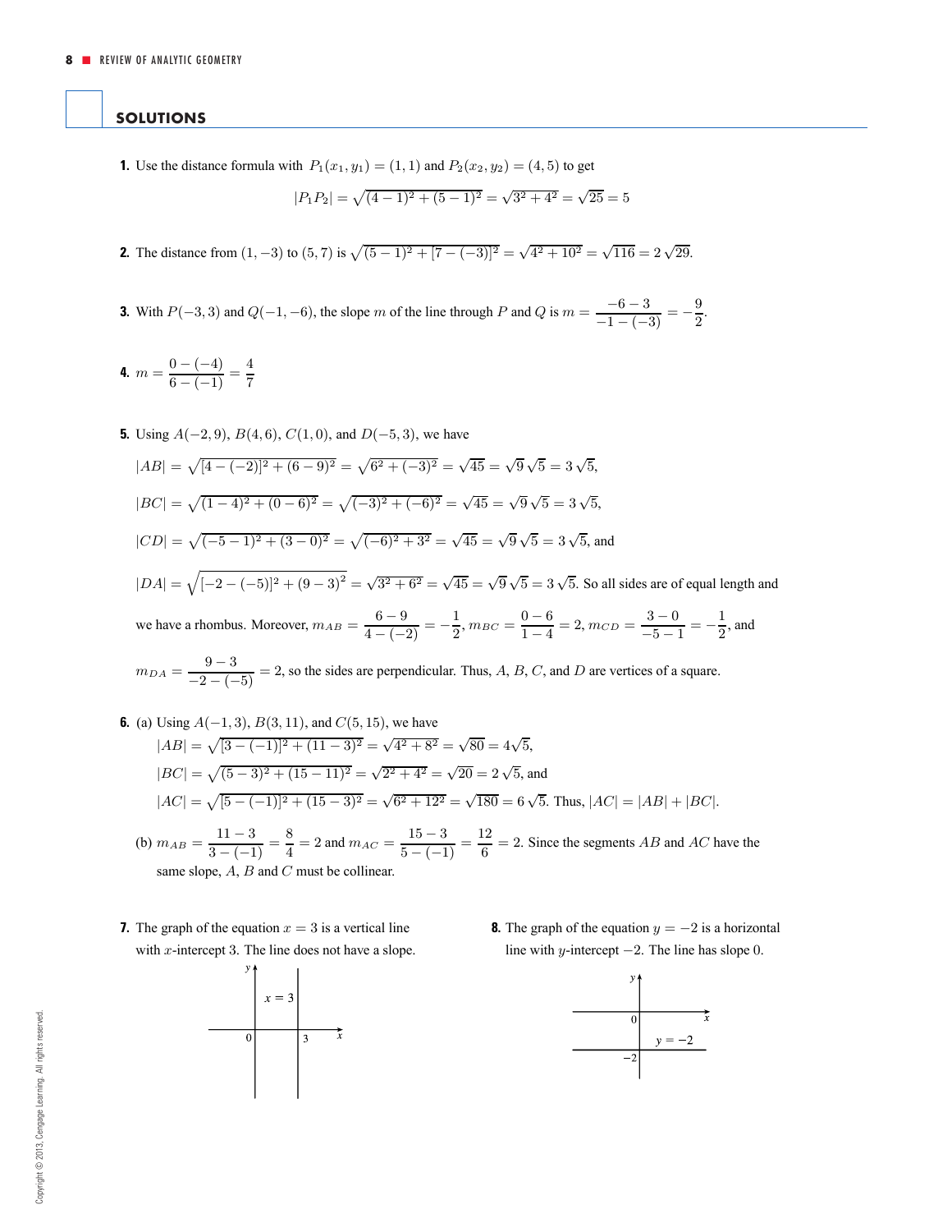## SOLUTIONS

**1.** Use the distance formula with $P_1(x_1, y_1) = (1, 1)$ and $P_2(x_2, y_2) = (4, 5)$ to get

$$|P_1P_2| = \sqrt{(4-1)^2 + (5-1)^2} = \sqrt{3^2 + 4^2} = \sqrt{25} = 5$$

**2.** The distance from $(1, -3)$ to $(5, 7)$ is $\sqrt{(5-1)^2 + [7-(-3)]^2} = \sqrt{4^2 + 10^2} = \sqrt{116} = 2\sqrt{29}$.

**3.** With $P(-3, 3)$ and $Q(-1, -6)$, the slope $m$ of the line through $P$ and $Q$ is $m = \dfrac{-6-3}{-1-(-3)} = -\dfrac{9}{2}$.

**4.** $m = \dfrac{0-(-4)}{6-(-1)} = \dfrac{4}{7}$

**5.** Using $A(-2, 9)$, $B(4, 6)$, $C(1, 0)$, and $D(-5, 3)$, we have

$|AB| = \sqrt{[4-(-2)]^2 + (6-9)^2} = \sqrt{6^2 + (-3)^2} = \sqrt{45} = \sqrt{9}\,\sqrt{5} = 3\sqrt{5}$,

$|BC| = \sqrt{(1-4)^2 + (0-6)^2} = \sqrt{(-3)^2 + (-6)^2} = \sqrt{45} = \sqrt{9}\,\sqrt{5} = 3\sqrt{5}$,

$|CD| = \sqrt{(-5-1)^2 + (3-0)^2} = \sqrt{(-6)^2 + 3^2} = \sqrt{45} = \sqrt{9}\,\sqrt{5} = 3\sqrt{5}$, and

$|DA| = \sqrt{[-2-(-5)]^2 + (9-3)^2} = \sqrt{3^2 + 6^2} = \sqrt{45} = \sqrt{9}\,\sqrt{5} = 3\sqrt{5}$. So all sides are of equal length and we have a rhombus. Moreover, $m_{AB} = \dfrac{6-9}{4-(-2)} = -\dfrac{1}{2}$, $m_{BC} = \dfrac{0-6}{1-4} = 2$, $m_{CD} = \dfrac{3-0}{-5-1} = -\dfrac{1}{2}$, and $m_{DA} = \dfrac{9-3}{-2-(-5)} = 2$, so the sides are perpendicular. Thus, $A$, $B$, $C$, and $D$ are vertices of a square.

**6.** (a) Using $A(-1, 3)$, $B(3, 11)$, and $C(5, 15)$, we have

$|AB| = \sqrt{[3-(-1)]^2 + (11-3)^2} = \sqrt{4^2 + 8^2} = \sqrt{80} = 4\sqrt{5}$,

$|BC| = \sqrt{(5-3)^2 + (15-11)^2} = \sqrt{2^2 + 4^2} = \sqrt{20} = 2\sqrt{5}$, and

$|AC| = \sqrt{[5-(-1)]^2 + (15-3)^2} = \sqrt{6^2 + 12^2} = \sqrt{180} = 6\sqrt{5}$. Thus, $|AC| = |AB| + |BC|$.

(b) $m_{AB} = \dfrac{11-3}{3-(-1)} = \dfrac{8}{4} = 2$ and $m_{AC} = \dfrac{15-3}{5-(-1)} = \dfrac{12}{6} = 2$. Since the segments $AB$ and $AC$ have the same slope, $A$, $B$ and $C$ must be collinear.

**7.** The graph of the equation $x = 3$ is a vertical line with $x$-intercept 3. The line does not have a slope.

**8.** The graph of the equation $y = -2$ is a horizontal line with $y$-intercept $-2$. The line has slope 0.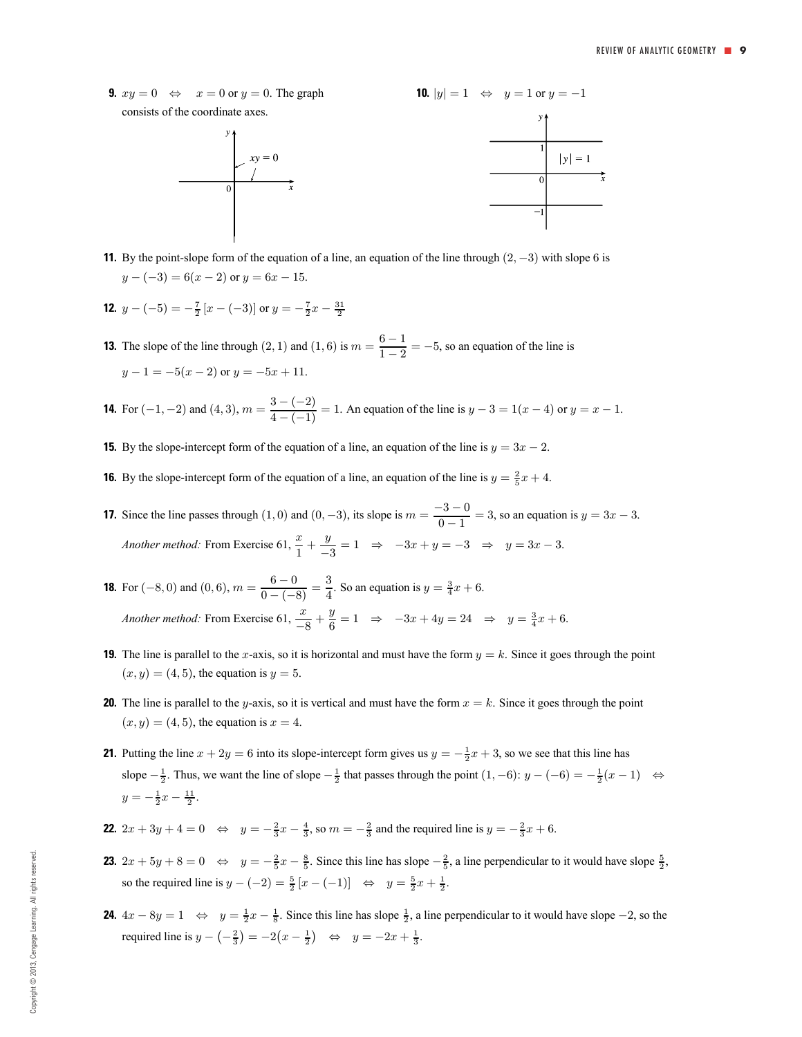**9.** $xy = 0 \quad \Leftrightarrow \quad x = 0$ or $y = 0$. The graph consists of the coordinate axes.

**10.** $|y| = 1 \quad \Leftrightarrow \quad y = 1$ or $y = -1$

**11.** By the point-slope form of the equation of a line, an equation of the line through $(2, -3)$ with slope 6 is $y - (-3) = 6(x - 2)$ or $y = 6x - 15$.

**12.** $y - (-5) = -\frac{7}{2}\,[x - (-3)]$ or $y = -\frac{7}{2}x - \frac{31}{2}$

**13.** The slope of the line through $(2, 1)$ and $(1, 6)$ is $m = \dfrac{6 - 1}{1 - 2} = -5$, so an equation of the line is $y - 1 = -5(x - 2)$ or $y = -5x + 11$.

**14.** For $(-1, -2)$ and $(4, 3)$, $m = \dfrac{3 - (-2)}{4 - (-1)} = 1$. An equation of the line is $y - 3 = 1(x - 4)$ or $y = x - 1$.

**15.** By the slope-intercept form of the equation of a line, an equation of the line is $y = 3x - 2$.

**16.** By the slope-intercept form of the equation of a line, an equation of the line is $y = \frac{2}{5}x + 4$.

**17.** Since the line passes through $(1, 0)$ and $(0, -3)$, its slope is $m = \dfrac{-3 - 0}{0 - 1} = 3$, so an equation is $y = 3x - 3$.

*Another method:* From Exercise 61, $\dfrac{x}{1} + \dfrac{y}{-3} = 1 \quad \Rightarrow \quad -3x + y = -3 \quad \Rightarrow \quad y = 3x - 3$.

**18.** For $(-8, 0)$ and $(0, 6)$, $m = \dfrac{6 - 0}{0 - (-8)} = \dfrac{3}{4}$. So an equation is $y = \frac{3}{4}x + 6$.

*Another method:* From Exercise 61, $\dfrac{x}{-8} + \dfrac{y}{6} = 1 \quad \Rightarrow \quad -3x + 4y = 24 \quad \Rightarrow \quad y = \frac{3}{4}x + 6$.

**19.** The line is parallel to the $x$-axis, so it is horizontal and must have the form $y = k$. Since it goes through the point $(x, y) = (4, 5)$, the equation is $y = 5$.

**20.** The line is parallel to the $y$-axis, so it is vertical and must have the form $x = k$. Since it goes through the point $(x, y) = (4, 5)$, the equation is $x = 4$.

**21.** Putting the line $x + 2y = 6$ into its slope-intercept form gives us $y = -\frac{1}{2}x + 3$, so we see that this line has slope $-\frac{1}{2}$. Thus, we want the line of slope $-\frac{1}{2}$ that passes through the point $(1, -6)$: $y - (-6) = -\frac{1}{2}(x - 1) \quad \Leftrightarrow \quad y = -\frac{1}{2}x - \frac{11}{2}$.

**22.** $2x + 3y + 4 = 0 \quad \Leftrightarrow \quad y = -\frac{2}{3}x - \frac{4}{3}$, so $m = -\frac{2}{3}$ and the required line is $y = -\frac{2}{3}x + 6$.

**23.** $2x + 5y + 8 = 0 \quad \Leftrightarrow \quad y = -\frac{2}{5}x - \frac{8}{5}$. Since this line has slope $-\frac{2}{5}$, a line perpendicular to it would have slope $\frac{5}{2}$, so the required line is $y - (-2) = \frac{5}{2}\,[x - (-1)] \quad \Leftrightarrow \quad y = \frac{5}{2}x + \frac{1}{2}$.

**24.** $4x - 8y = 1 \quad \Leftrightarrow \quad y = \frac{1}{2}x - \frac{1}{8}$. Since this line has slope $\frac{1}{2}$, a line perpendicular to it would have slope $-2$, so the required line is $y - \left(-\frac{2}{3}\right) = -2\left(x - \frac{1}{2}\right) \quad \Leftrightarrow \quad y = -2x + \frac{1}{3}$.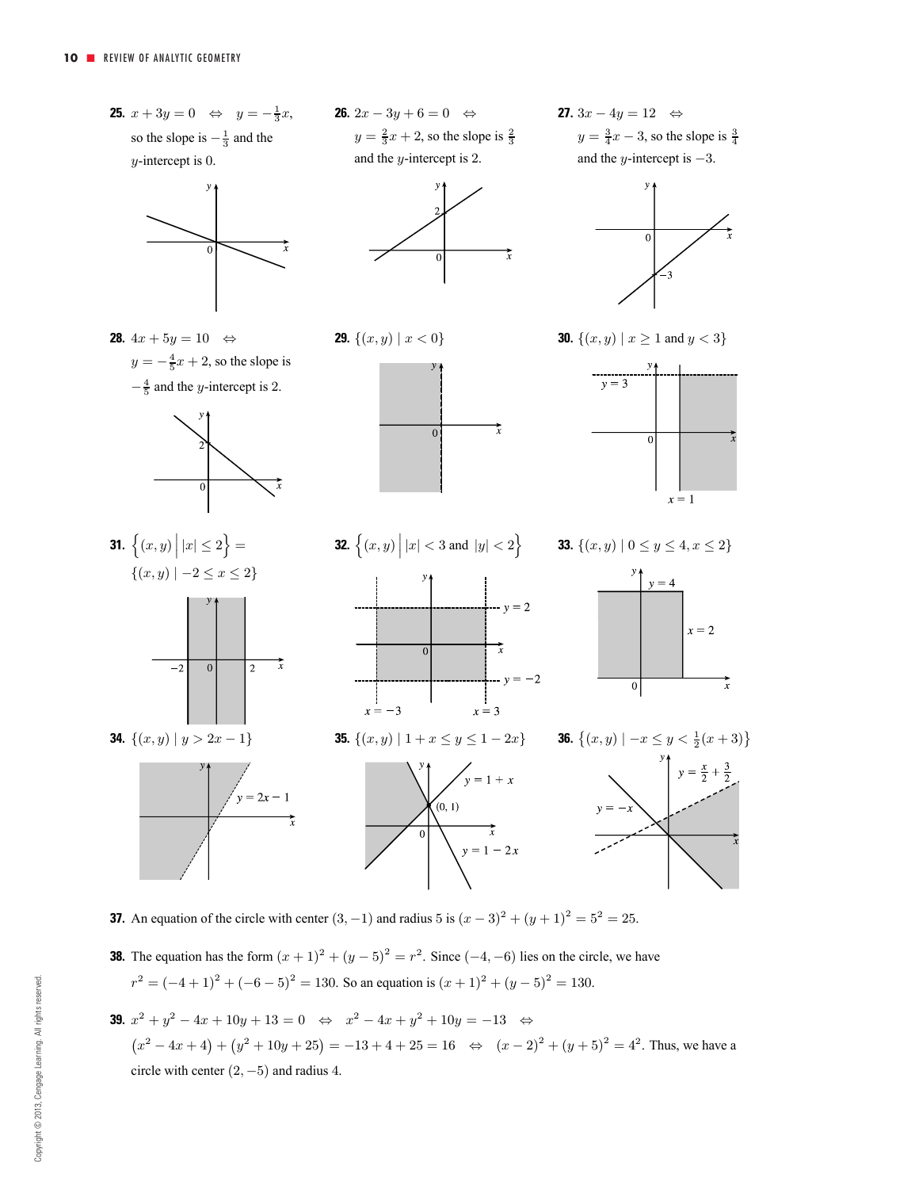**25.** $x + 3y = 0 \Leftrightarrow y = -\frac{1}{3}x$, so the slope is $-\frac{1}{3}$ and the $y$-intercept is 0.

**26.** $2x - 3y + 6 = 0 \Leftrightarrow y = \frac{2}{3}x + 2$, so the slope is $\frac{2}{3}$ and the $y$-intercept is 2.

**27.** $3x - 4y = 12 \Leftrightarrow y = \frac{3}{4}x - 3$, so the slope is $\frac{3}{4}$ and the $y$-intercept is $-3$.

**28.** $4x + 5y = 10 \Leftrightarrow y = -\frac{4}{5}x + 2$, so the slope is $-\frac{4}{5}$ and the $y$-intercept is 2.

**29.** $\{(x, y) \mid x < 0\}$

**30.** $\{(x, y) \mid x \geq 1 \text{ and } y < 3\}$

**31.** $\left\{(x, y) \,\middle|\, |x| \leq 2\right\} = \{(x, y) \mid -2 \leq x \leq 2\}$

**32.** $\left\{(x, y) \,\middle|\, |x| < 3 \text{ and } |y| < 2\right\}$

**33.** $\{(x, y) \mid 0 \leq y \leq 4, x \leq 2\}$

**34.** $\{(x, y) \mid y > 2x - 1\}$

**35.** $\{(x, y) \mid 1 + x \leq y \leq 1 - 2x\}$

**36.** $\left\{(x, y) \mid -x \leq y < \frac{1}{2}(x + 3)\right\}$

**37.** An equation of the circle with center $(3, -1)$ and radius 5 is $(x - 3)^2 + (y + 1)^2 = 5^2 = 25$.

**38.** The equation has the form $(x + 1)^2 + (y - 5)^2 = r^2$. Since $(-4, -6)$ lies on the circle, we have $r^2 = (-4 + 1)^2 + (-6 - 5)^2 = 130$. So an equation is $(x + 1)^2 + (y - 5)^2 = 130$.

**39.** $x^2 + y^2 - 4x + 10y + 13 = 0 \Leftrightarrow x^2 - 4x + y^2 + 10y = -13 \Leftrightarrow$ $(x^2 - 4x + 4) + (y^2 + 10y + 25) = -13 + 4 + 25 = 16 \Leftrightarrow (x - 2)^2 + (y + 5)^2 = 4^2$. Thus, we have a circle with center $(2, -5)$ and radius 4.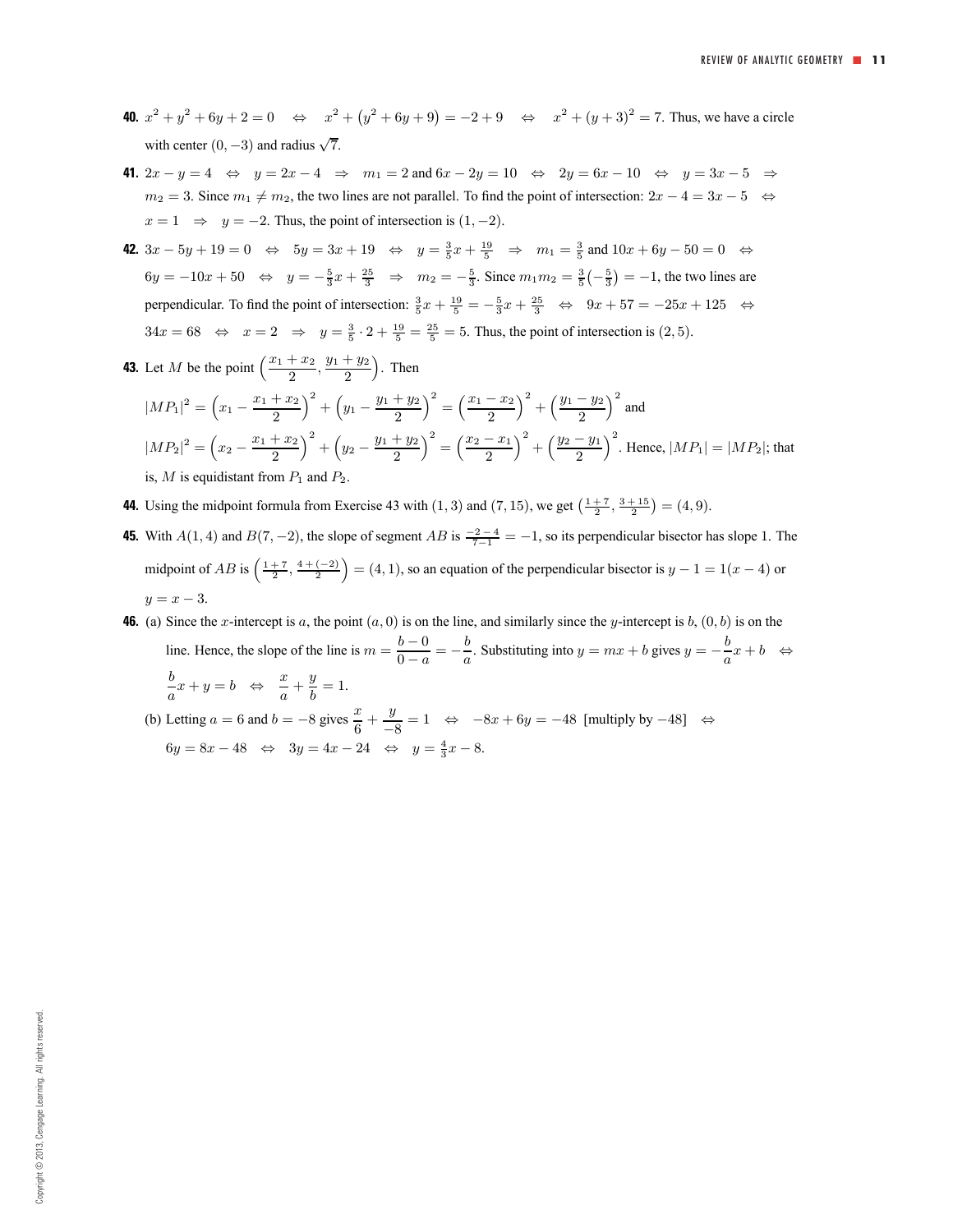**40.** $x^2 + y^2 + 6y + 2 = 0 \quad \Leftrightarrow \quad x^2 + (y^2 + 6y + 9) = -2 + 9 \quad \Leftrightarrow \quad x^2 + (y+3)^2 = 7$. Thus, we have a circle with center $(0, -3)$ and radius $\sqrt{7}$.

**41.** $2x - y = 4 \quad \Leftrightarrow \quad y = 2x - 4 \quad \Rightarrow \quad m_1 = 2$ and $6x - 2y = 10 \quad \Leftrightarrow \quad 2y = 6x - 10 \quad \Leftrightarrow \quad y = 3x - 5 \quad \Rightarrow$ $m_2 = 3$. Since $m_1 \neq m_2$, the two lines are not parallel. To find the point of intersection: $2x - 4 = 3x - 5 \quad \Leftrightarrow$ $x = 1 \quad \Rightarrow \quad y = -2$. Thus, the point of intersection is $(1, -2)$.

**42.** $3x - 5y + 19 = 0 \quad \Leftrightarrow \quad 5y = 3x + 19 \quad \Leftrightarrow \quad y = \frac{3}{5}x + \frac{19}{5} \quad \Rightarrow \quad m_1 = \frac{3}{5}$ and $10x + 6y - 50 = 0 \quad \Leftrightarrow$ $6y = -10x + 50 \quad \Leftrightarrow \quad y = -\frac{5}{3}x + \frac{25}{3} \quad \Rightarrow \quad m_2 = -\frac{5}{3}$. Since $m_1 m_2 = \frac{3}{5}\left(-\frac{5}{3}\right) = -1$, the two lines are perpendicular. To find the point of intersection: $\frac{3}{5}x + \frac{19}{5} = -\frac{5}{3}x + \frac{25}{3} \quad \Leftrightarrow \quad 9x + 57 = -25x + 125 \quad \Leftrightarrow$ $34x = 68 \quad \Leftrightarrow \quad x = 2 \quad \Rightarrow \quad y = \frac{3}{5} \cdot 2 + \frac{19}{5} = \frac{25}{5} = 5$. Thus, the point of intersection is $(2, 5)$.

**43.** Let $M$ be the point $\left(\dfrac{x_1 + x_2}{2}, \dfrac{y_1 + y_2}{2}\right)$. Then

$|MP_1|^2 = \left(x_1 - \dfrac{x_1 + x_2}{2}\right)^2 + \left(y_1 - \dfrac{y_1 + y_2}{2}\right)^2 = \left(\dfrac{x_1 - x_2}{2}\right)^2 + \left(\dfrac{y_1 - y_2}{2}\right)^2$ and

$|MP_2|^2 = \left(x_2 - \dfrac{x_1 + x_2}{2}\right)^2 + \left(y_2 - \dfrac{y_1 + y_2}{2}\right)^2 = \left(\dfrac{x_2 - x_1}{2}\right)^2 + \left(\dfrac{y_2 - y_1}{2}\right)^2$. Hence, $|MP_1| = |MP_2|$; that is, $M$ is equidistant from $P_1$ and $P_2$.

**44.** Using the midpoint formula from Exercise 43 with $(1, 3)$ and $(7, 15)$, we get $\left(\frac{1+7}{2}, \frac{3+15}{2}\right) = (4, 9)$.

**45.** With $A(1, 4)$ and $B(7, -2)$, the slope of segment $AB$ is $\frac{-2-4}{7-1} = -1$, so its perpendicular bisector has slope 1. The midpoint of $AB$ is $\left(\frac{1+7}{2}, \frac{4+(-2)}{2}\right) = (4, 1)$, so an equation of the perpendicular bisector is $y - 1 = 1(x - 4)$ or $y = x - 3$.

**46.** (a) Since the $x$-intercept is $a$, the point $(a, 0)$ is on the line, and similarly since the $y$-intercept is $b$, $(0, b)$ is on the line. Hence, the slope of the line is $m = \dfrac{b - 0}{0 - a} = -\dfrac{b}{a}$. Substituting into $y = mx + b$ gives $y = -\dfrac{b}{a}x + b \quad \Leftrightarrow$ $\dfrac{b}{a}x + y = b \quad \Leftrightarrow \quad \dfrac{x}{a} + \dfrac{y}{b} = 1$.

(b) Letting $a = 6$ and $b = -8$ gives $\dfrac{x}{6} + \dfrac{y}{-8} = 1 \quad \Leftrightarrow \quad -8x + 6y = -48$ [multiply by $-48$] $\quad \Leftrightarrow$ $6y = 8x - 48 \quad \Leftrightarrow \quad 3y = 4x - 24 \quad \Leftrightarrow \quad y = \frac{4}{3}x - 8$.